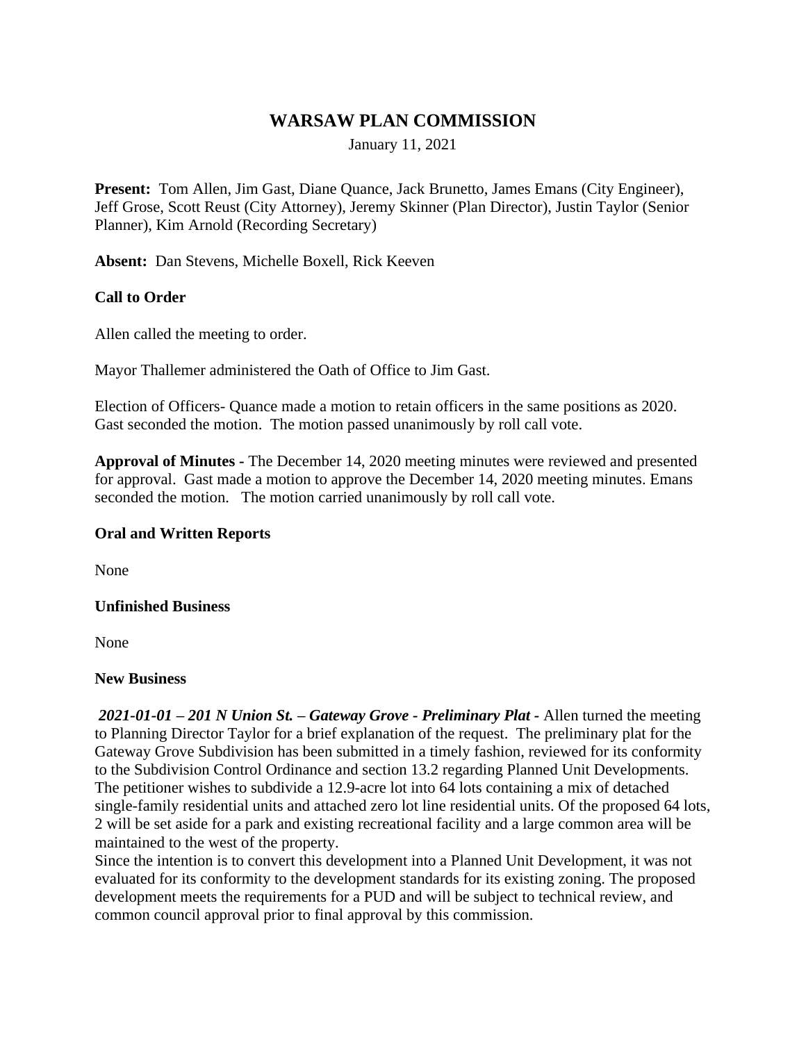# WARSAW PLAN COMMISSION

January 11, 2021

**Present:** Tom Allen, Jim Gast, Diane Quance, Jack Brunetto, James Emans (City Engineer), Jeff Grose, Scott Reust (City Attorney), Jeremy Skinner (Plan Director), Justin Taylor (Senior Planner), Kim Arnold (Recording Secretary)

**Absent:** Dan Stevens, Michelle Boxell, Rick Keeven

**Call to Order**

Allen called the meeting to order.

Mayor Thallemer administered the Oath of Office to Jim Gast.

Election of Officers- Quance made a motion to retain officers in the same positions as 2020. Gast seconded the motion. The motion passed unanimously by roll call vote.

**Approval of Minutes** - The December 14, 2020 meeting minutes were reviewed and presented for approval. Gast made a motion to approve the December 14, 2020 meeting minutes. Emans seconded the motion. The motion carried unanimously by roll call vote.

**Oral and Written Reports**

None

**Unfinished Business**

None

**New Business**

***2021-01-01 – 201 N Union St. – Gateway Grove - Preliminary Plat*** - Allen turned the meeting to Planning Director Taylor for a brief explanation of the request. The preliminary plat for the Gateway Grove Subdivision has been submitted in a timely fashion, reviewed for its conformity to the Subdivision Control Ordinance and section 13.2 regarding Planned Unit Developments. The petitioner wishes to subdivide a 12.9-acre lot into 64 lots containing a mix of detached single-family residential units and attached zero lot line residential units. Of the proposed 64 lots, 2 will be set aside for a park and existing recreational facility and a large common area will be maintained to the west of the property.

Since the intention is to convert this development into a Planned Unit Development, it was not evaluated for its conformity to the development standards for its existing zoning. The proposed development meets the requirements for a PUD and will be subject to technical review, and common council approval prior to final approval by this commission.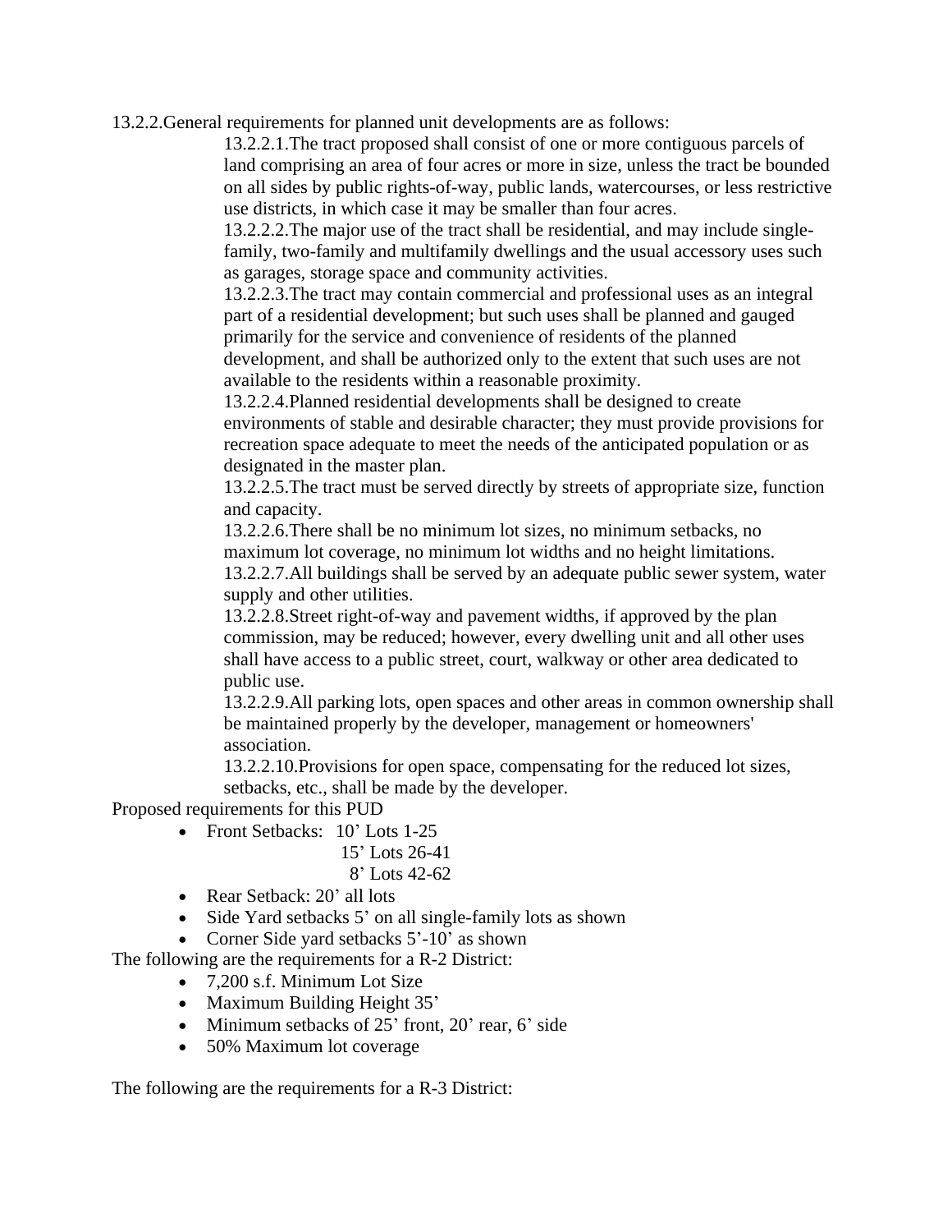13.2.2.General requirements for planned unit developments are as follows:

13.2.2.1.The tract proposed shall consist of one or more contiguous parcels of land comprising an area of four acres or more in size, unless the tract be bounded on all sides by public rights-of-way, public lands, watercourses, or less restrictive use districts, in which case it may be smaller than four acres.

13.2.2.2.The major use of the tract shall be residential, and may include single-family, two-family and multifamily dwellings and the usual accessory uses such as garages, storage space and community activities.

13.2.2.3.The tract may contain commercial and professional uses as an integral part of a residential development; but such uses shall be planned and gauged primarily for the service and convenience of residents of the planned development, and shall be authorized only to the extent that such uses are not available to the residents within a reasonable proximity.

13.2.2.4.Planned residential developments shall be designed to create environments of stable and desirable character; they must provide provisions for recreation space adequate to meet the needs of the anticipated population or as designated in the master plan.

13.2.2.5.The tract must be served directly by streets of appropriate size, function and capacity.

13.2.2.6.There shall be no minimum lot sizes, no minimum setbacks, no maximum lot coverage, no minimum lot widths and no height limitations.

13.2.2.7.All buildings shall be served by an adequate public sewer system, water supply and other utilities.

13.2.2.8.Street right-of-way and pavement widths, if approved by the plan commission, may be reduced; however, every dwelling unit and all other uses shall have access to a public street, court, walkway or other area dedicated to public use.

13.2.2.9.All parking lots, open spaces and other areas in common ownership shall be maintained properly by the developer, management or homeowners' association.

13.2.2.10.Provisions for open space, compensating for the reduced lot sizes, setbacks, etc., shall be made by the developer.

Proposed requirements for this PUD

- Front Setbacks: 10' Lots 1-25
  15' Lots 26-41
  8' Lots 42-62
- Rear Setback: 20' all lots
- Side Yard setbacks 5' on all single-family lots as shown
- Corner Side yard setbacks 5'-10' as shown

The following are the requirements for a R-2 District:

- 7,200 s.f. Minimum Lot Size
- Maximum Building Height 35'
- Minimum setbacks of 25' front, 20' rear, 6' side
- 50% Maximum lot coverage

The following are the requirements for a R-3 District: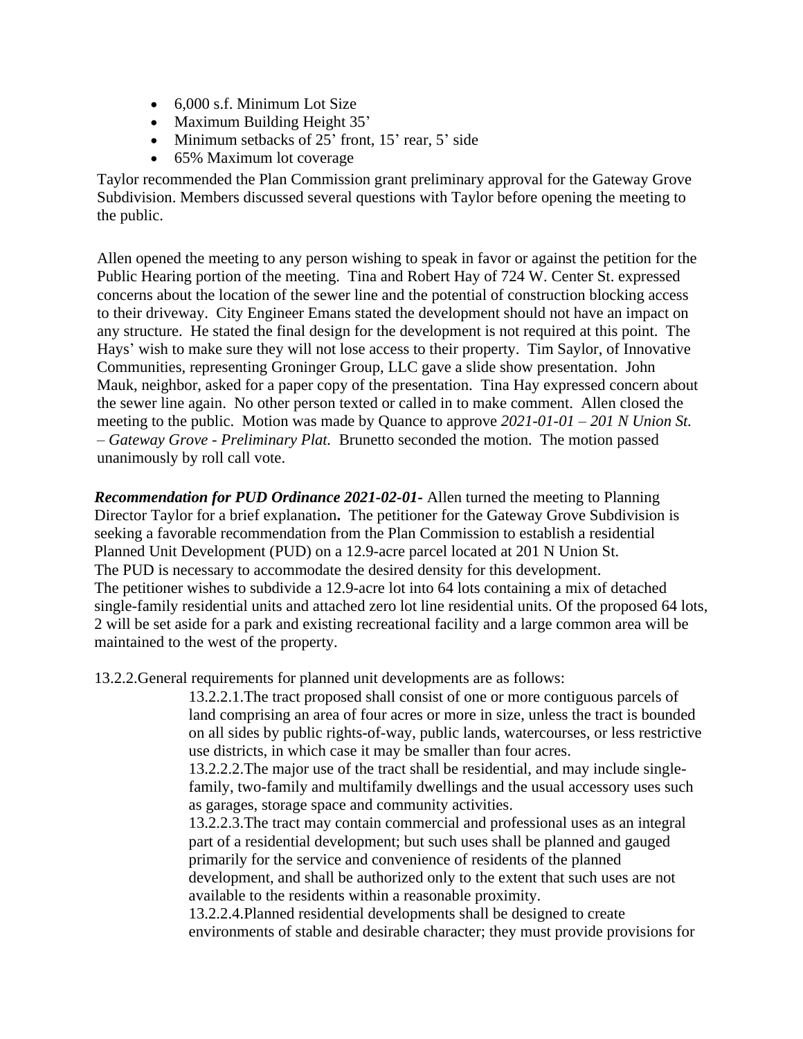- 6,000 s.f. Minimum Lot Size
- Maximum Building Height 35'
- Minimum setbacks of 25' front, 15' rear, 5' side
- 65% Maximum lot coverage

Taylor recommended the Plan Commission grant preliminary approval for the Gateway Grove Subdivision. Members discussed several questions with Taylor before opening the meeting to the public.

Allen opened the meeting to any person wishing to speak in favor or against the petition for the Public Hearing portion of the meeting. Tina and Robert Hay of 724 W. Center St. expressed concerns about the location of the sewer line and the potential of construction blocking access to their driveway. City Engineer Emans stated the development should not have an impact on any structure. He stated the final design for the development is not required at this point. The Hays' wish to make sure they will not lose access to their property. Tim Saylor, of Innovative Communities, representing Groninger Group, LLC gave a slide show presentation. John Mauk, neighbor, asked for a paper copy of the presentation. Tina Hay expressed concern about the sewer line again. No other person texted or called in to make comment. Allen closed the meeting to the public. Motion was made by Quance to approve *2021-01-01 – 201 N Union St. – Gateway Grove - Preliminary Plat.* Brunetto seconded the motion. The motion passed unanimously by roll call vote.

***Recommendation for PUD Ordinance 2021-02-01-*** Allen turned the meeting to Planning Director Taylor for a brief explanation**.** The petitioner for the Gateway Grove Subdivision is seeking a favorable recommendation from the Plan Commission to establish a residential Planned Unit Development (PUD) on a 12.9-acre parcel located at 201 N Union St. The PUD is necessary to accommodate the desired density for this development. The petitioner wishes to subdivide a 12.9-acre lot into 64 lots containing a mix of detached single-family residential units and attached zero lot line residential units. Of the proposed 64 lots, 2 will be set aside for a park and existing recreational facility and a large common area will be maintained to the west of the property.

13.2.2.General requirements for planned unit developments are as follows:

> 13.2.2.1.The tract proposed shall consist of one or more contiguous parcels of land comprising an area of four acres or more in size, unless the tract is bounded on all sides by public rights-of-way, public lands, watercourses, or less restrictive use districts, in which case it may be smaller than four acres.
>
> 13.2.2.2.The major use of the tract shall be residential, and may include single-family, two-family and multifamily dwellings and the usual accessory uses such as garages, storage space and community activities.
>
> 13.2.2.3.The tract may contain commercial and professional uses as an integral part of a residential development; but such uses shall be planned and gauged primarily for the service and convenience of residents of the planned development, and shall be authorized only to the extent that such uses are not available to the residents within a reasonable proximity.
>
> 13.2.2.4.Planned residential developments shall be designed to create environments of stable and desirable character; they must provide provisions for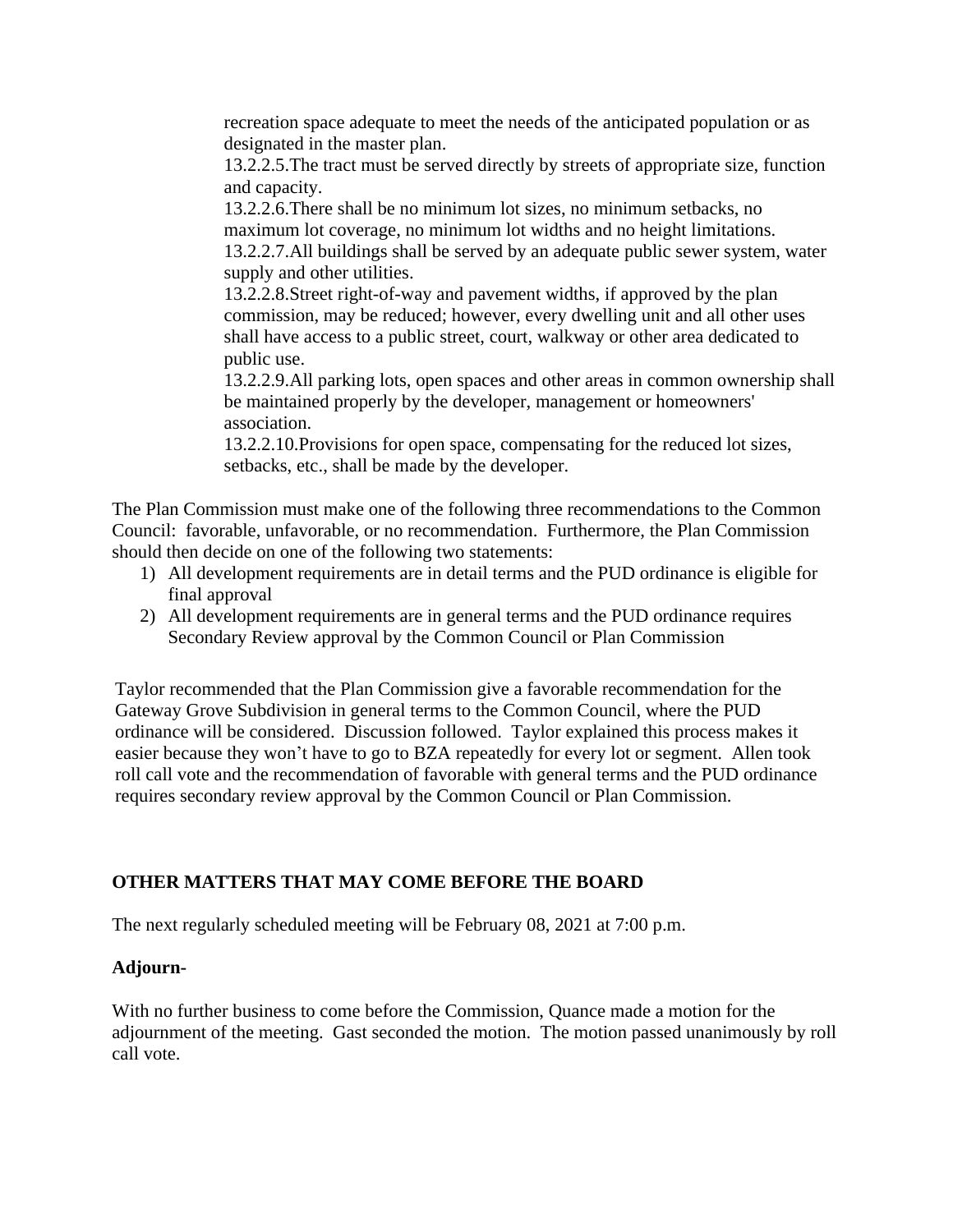recreation space adequate to meet the needs of the anticipated population or as designated in the master plan.

13.2.2.5.The tract must be served directly by streets of appropriate size, function and capacity.

13.2.2.6.There shall be no minimum lot sizes, no minimum setbacks, no maximum lot coverage, no minimum lot widths and no height limitations.

13.2.2.7.All buildings shall be served by an adequate public sewer system, water supply and other utilities.

13.2.2.8.Street right-of-way and pavement widths, if approved by the plan commission, may be reduced; however, every dwelling unit and all other uses shall have access to a public street, court, walkway or other area dedicated to public use.

13.2.2.9.All parking lots, open spaces and other areas in common ownership shall be maintained properly by the developer, management or homeowners' association.

13.2.2.10.Provisions for open space, compensating for the reduced lot sizes, setbacks, etc., shall be made by the developer.

The Plan Commission must make one of the following three recommendations to the Common Council: favorable, unfavorable, or no recommendation. Furthermore, the Plan Commission should then decide on one of the following two statements:

1) All development requirements are in detail terms and the PUD ordinance is eligible for final approval
2) All development requirements are in general terms and the PUD ordinance requires Secondary Review approval by the Common Council or Plan Commission

Taylor recommended that the Plan Commission give a favorable recommendation for the Gateway Grove Subdivision in general terms to the Common Council, where the PUD ordinance will be considered. Discussion followed. Taylor explained this process makes it easier because they won't have to go to BZA repeatedly for every lot or segment. Allen took roll call vote and the recommendation of favorable with general terms and the PUD ordinance requires secondary review approval by the Common Council or Plan Commission.

**OTHER MATTERS THAT MAY COME BEFORE THE BOARD**

The next regularly scheduled meeting will be February 08, 2021 at 7:00 p.m.

**Adjourn-**

With no further business to come before the Commission, Quance made a motion for the adjournment of the meeting. Gast seconded the motion. The motion passed unanimously by roll call vote.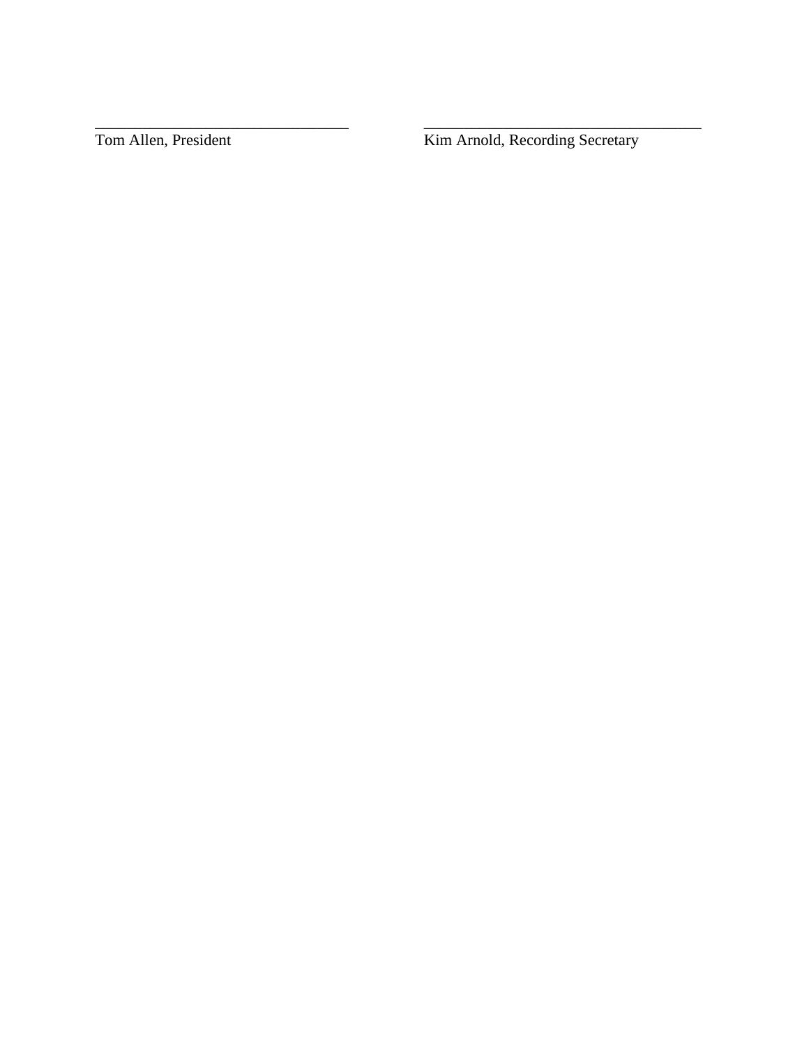\_\_\_\_\_\_\_\_\_\_\_\_\_\_\_\_\_\_\_\_\_\_\_\_\_\_\_\_\_\_\_\_\_\_
Tom Allen, President

\_\_\_\_\_\_\_\_\_\_\_\_\_\_\_\_\_\_\_\_\_\_\_\_\_\_\_\_\_\_\_\_\_\_\_\_\_
Kim Arnold, Recording Secretary